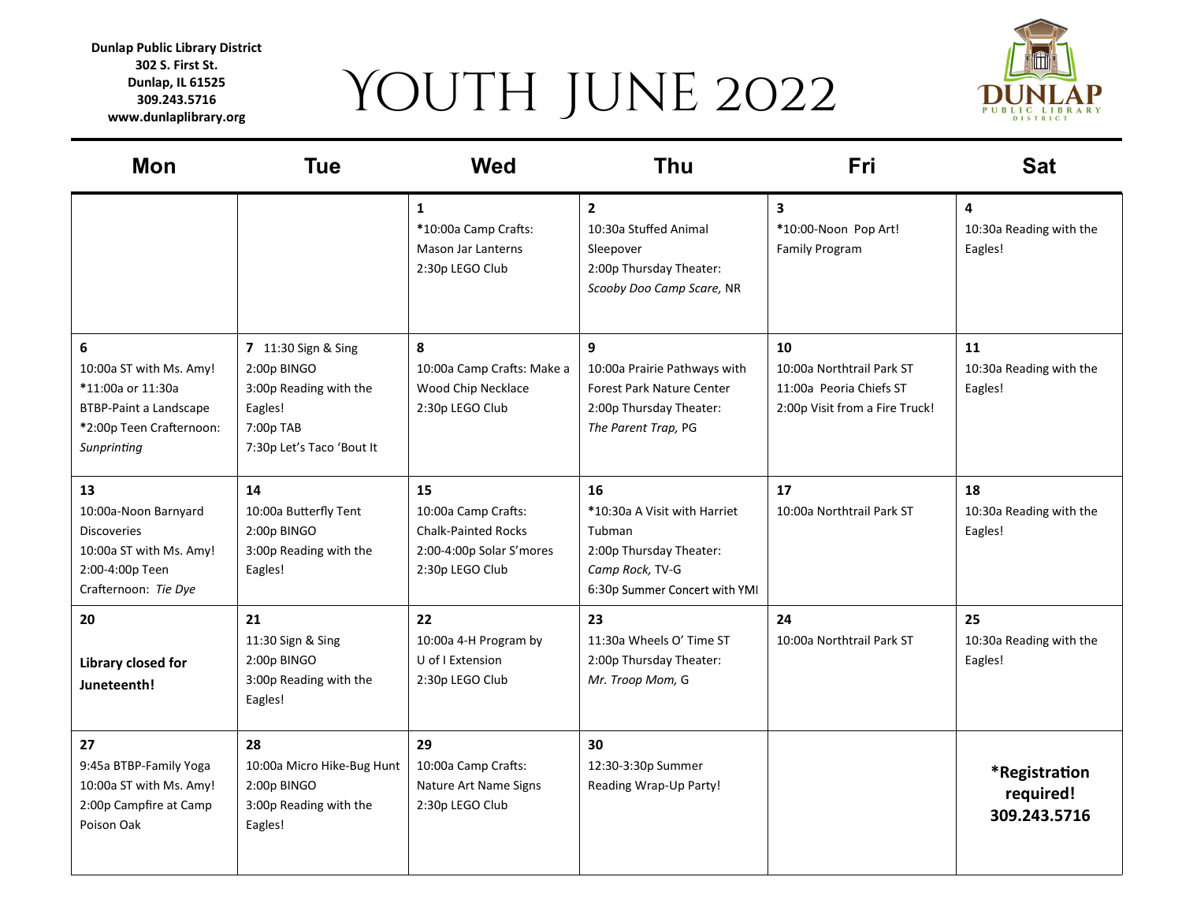**Dunlap Public Library District**
**302 S. First St.**
**Dunlap, IL 61525**
**309.243.5716**
**www.dunlaplibrary.org**

# YOUTH JUNE 2022

| Mon | Tue | Wed | Thu | Fri | Sat |
|---|---|---|---|---|---|
| | | **1**<br>*10:00a Camp Crafts: Mason Jar Lanterns<br>2:30p LEGO Club | **2**<br>10:30a Stuffed Animal Sleepover<br>2:00p Thursday Theater: *Scooby Doo Camp Scare,* NR | **3**<br>*10:00-Noon Pop Art! Family Program | **4**<br>10:30a Reading with the Eagles! |
| **6**<br>10:00a ST with Ms. Amy!<br>*11:00a or 11:30a BTBP-Paint a Landscape<br>*2:00p Teen Crafternoon: *Sunprinting* | **7** 11:30 Sign & Sing<br>2:00p BINGO<br>3:00p Reading with the Eagles!<br>7:00p TAB<br>7:30p Let's Taco 'Bout It | **8**<br>10:00a Camp Crafts: Make a Wood Chip Necklace<br>2:30p LEGO Club | **9**<br>10:00a Prairie Pathways with Forest Park Nature Center<br>2:00p Thursday Theater: *The Parent Trap,* PG | **10**<br>10:00a Northtrail Park ST<br>11:00a Peoria Chiefs ST<br>2:00p Visit from a Fire Truck! | **11**<br>10:30a Reading with the Eagles! |
| **13**<br>10:00a-Noon Barnyard Discoveries<br>10:00a ST with Ms. Amy!<br>2:00-4:00p Teen Crafternoon: *Tie Dye* | **14**<br>10:00a Butterfly Tent<br>2:00p BINGO<br>3:00p Reading with the Eagles! | **15**<br>10:00a Camp Crafts: Chalk-Painted Rocks<br>2:00-4:00p Solar S'mores<br>2:30p LEGO Club | **16**<br>*10:30a A Visit with Harriet Tubman<br>2:00p Thursday Theater: *Camp Rock,* TV-G<br>6:30p Summer Concert with YMI | **17**<br>10:00a Northtrail Park ST | **18**<br>10:30a Reading with the Eagles! |
| **20**<br>**Library closed for Juneteenth!** | **21**<br>11:30 Sign & Sing<br>2:00p BINGO<br>3:00p Reading with the Eagles! | **22**<br>10:00a 4-H Program by U of I Extension<br>2:30p LEGO Club | **23**<br>11:30a Wheels O' Time ST<br>2:00p Thursday Theater: *Mr. Troop Mom,* G | **24**<br>10:00a Northtrail Park ST | **25**<br>10:30a Reading with the Eagles! |
| **27**<br>9:45a BTBP-Family Yoga<br>10:00a ST with Ms. Amy!<br>2:00p Campfire at Camp Poison Oak | **28**<br>10:00a Micro Hike-Bug Hunt<br>2:00p BINGO<br>3:00p Reading with the Eagles! | **29**<br>10:00a Camp Crafts: Nature Art Name Signs<br>2:30p LEGO Club | **30**<br>12:30-3:30p Summer Reading Wrap-Up Party! | | **\*Registration required! 309.243.5716** |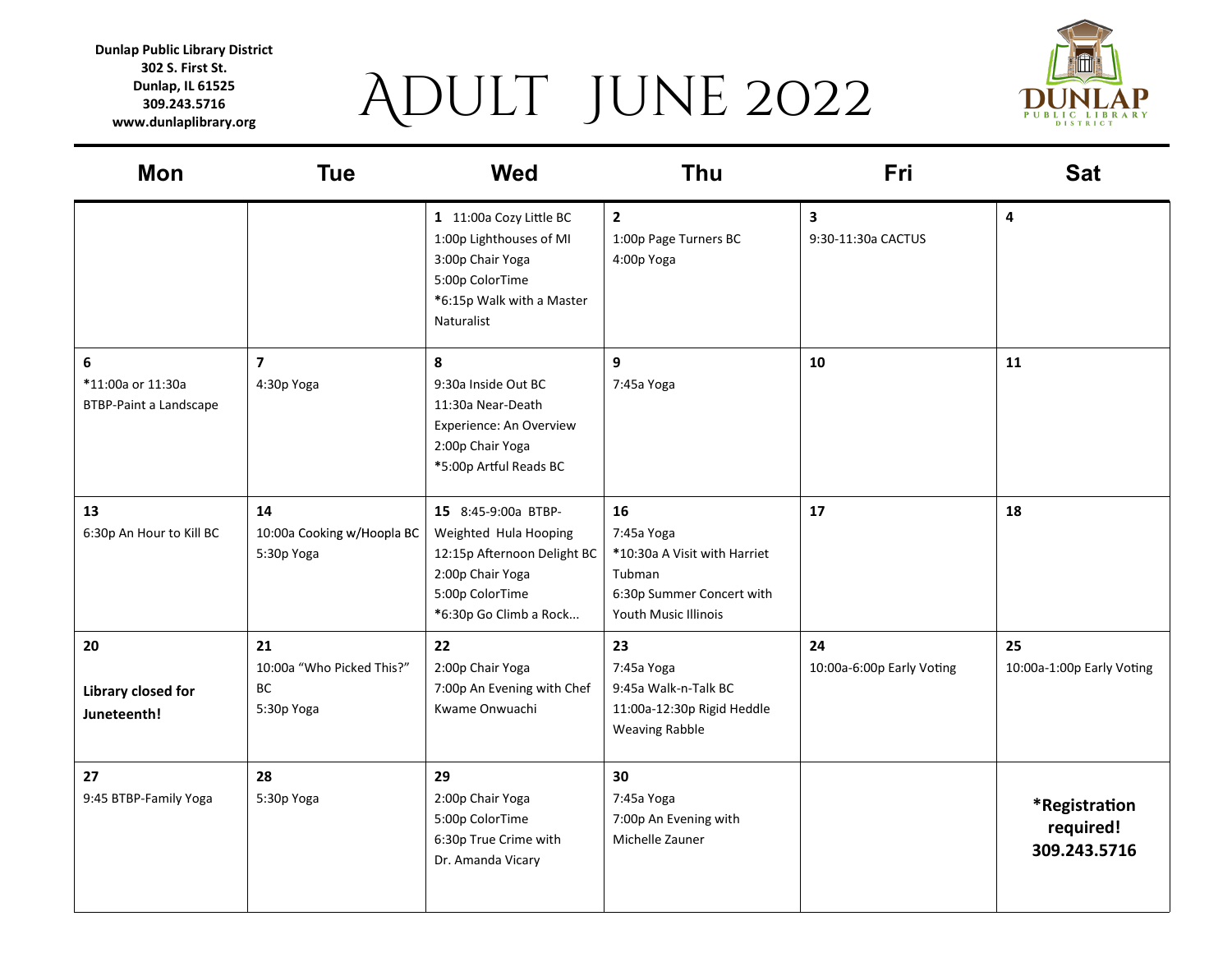**Dunlap Public Library District**
**302 S. First St.**
**Dunlap, IL 61525**
**309.243.5716**
**www.dunlaplibrary.org**

# Adult June 2022

| Mon | Tue | Wed | Thu | Fri | Sat |
|---|---|---|---|---|---|
| | | **1** 11:00a Cozy Little BC<br>1:00p Lighthouses of MI<br>3:00p Chair Yoga<br>5:00p ColorTime<br>*6:15p Walk with a Master Naturalist | **2**<br>1:00p Page Turners BC<br>4:00p Yoga | **3**<br>9:30-11:30a CACTUS | **4** |
| **6**<br>*11:00a or 11:30a BTBP-Paint a Landscape | **7**<br>4:30p Yoga | **8**<br>9:30a Inside Out BC<br>11:30a Near-Death Experience: An Overview<br>2:00p Chair Yoga<br>*5:00p Artful Reads BC | **9**<br>7:45a Yoga | **10** | **11** |
| **13**<br>6:30p An Hour to Kill BC | **14**<br>10:00a Cooking w/Hoopla BC<br>5:30p Yoga | **15** 8:45-9:00a BTBP-Weighted Hula Hooping<br>12:15p Afternoon Delight BC<br>2:00p Chair Yoga<br>5:00p ColorTime<br>*6:30p Go Climb a Rock... | **16**<br>7:45a Yoga<br>*10:30a A Visit with Harriet Tubman<br>6:30p Summer Concert with Youth Music Illinois | **17** | **18** |
| **20**<br>**Library closed for Juneteenth!** | **21**<br>10:00a "Who Picked This?" BC<br>5:30p Yoga | **22**<br>2:00p Chair Yoga<br>7:00p An Evening with Chef Kwame Onwuachi | **23**<br>7:45a Yoga<br>9:45a Walk-n-Talk BC<br>11:00a-12:30p Rigid Heddle Weaving Rabble | **24**<br>10:00a-6:00p Early Voting | **25**<br>10:00a-1:00p Early Voting |
| **27**<br>9:45 BTBP-Family Yoga | **28**<br>5:30p Yoga | **29**<br>2:00p Chair Yoga<br>5:00p ColorTime<br>6:30p True Crime with Dr. Amanda Vicary | **30**<br>7:45a Yoga<br>7:00p An Evening with Michelle Zauner | | **\*Registration required! 309.243.5716** |